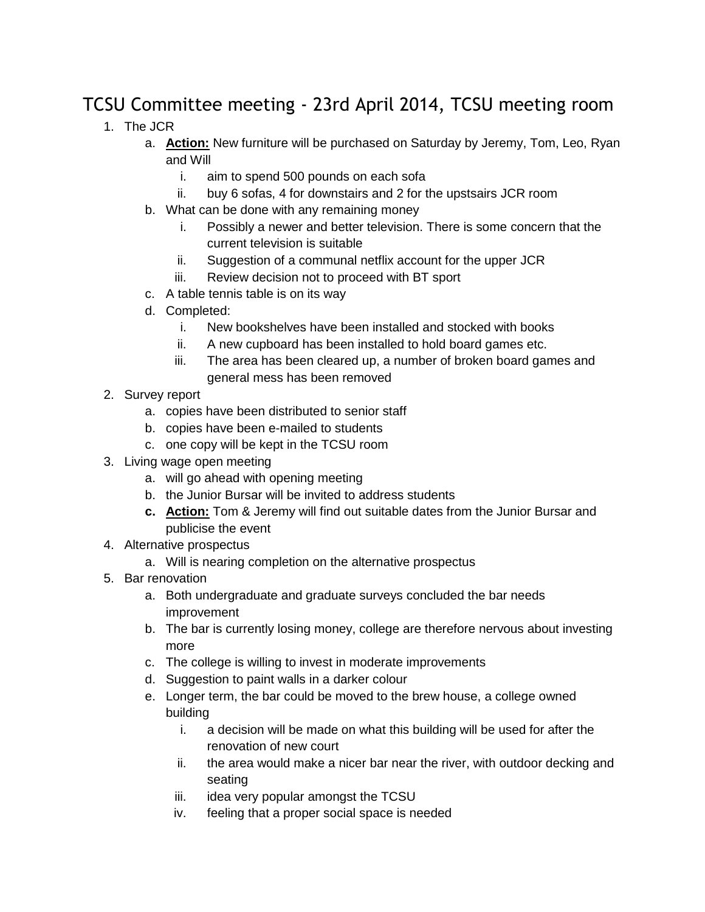# TCSU Committee meeting - 23rd April 2014, TCSU meeting room

1. The JCR
   a. **Action:** New furniture will be purchased on Saturday by Jeremy, Tom, Leo, Ryan and Will
      i. aim to spend 500 pounds on each sofa
      ii. buy 6 sofas, 4 for downstairs and 2 for the upstsairs JCR room
   b. What can be done with any remaining money
      i. Possibly a newer and better television. There is some concern that the current television is suitable
      ii. Suggestion of a communal netflix account for the upper JCR
      iii. Review decision not to proceed with BT sport
   c. A table tennis table is on its way
   d. Completed:
      i. New bookshelves have been installed and stocked with books
      ii. A new cupboard has been installed to hold board games etc.
      iii. The area has been cleared up, a number of broken board games and general mess has been removed
2. Survey report
   a. copies have been distributed to senior staff
   b. copies have been e-mailed to students
   c. one copy will be kept in the TCSU room
3. Living wage open meeting
   a. will go ahead with opening meeting
   b. the Junior Bursar will be invited to address students
   c. **Action:** Tom & Jeremy will find out suitable dates from the Junior Bursar and publicise the event
4. Alternative prospectus
   a. Will is nearing completion on the alternative prospectus
5. Bar renovation
   a. Both undergraduate and graduate surveys concluded the bar needs improvement
   b. The bar is currently losing money, college are therefore nervous about investing more
   c. The college is willing to invest in moderate improvements
   d. Suggestion to paint walls in a darker colour
   e. Longer term, the bar could be moved to the brew house, a college owned building
      i. a decision will be made on what this building will be used for after the renovation of new court
      ii. the area would make a nicer bar near the river, with outdoor decking and seating
      iii. idea very popular amongst the TCSU
      iv. feeling that a proper social space is needed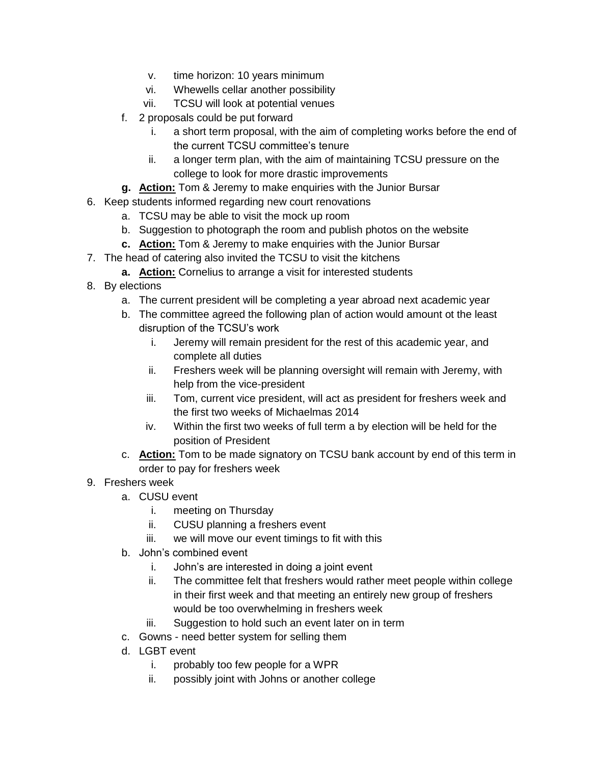- v. time horizon: 10 years minimum
   - vi. Whewells cellar another possibility
   - vii. TCSU will look at potential venues
   - f. 2 proposals could be put forward
     - i. a short term proposal, with the aim of completing works before the end of the current TCSU committee's tenure
     - ii. a longer term plan, with the aim of maintaining TCSU pressure on the college to look for more drastic improvements
   - **g. <u>Action:</u>** Tom & Jeremy to make enquiries with the Junior Bursar

6. Keep students informed regarding new court renovations
   - a. TCSU may be able to visit the mock up room
   - b. Suggestion to photograph the room and publish photos on the website
   - **c. <u>Action:</u>** Tom & Jeremy to make enquiries with the Junior Bursar
7. The head of catering also invited the TCSU to visit the kitchens
   - **a. <u>Action:</u>** Cornelius to arrange a visit for interested students
8. By elections
   - a. The current president will be completing a year abroad next academic year
   - b. The committee agreed the following plan of action would amount ot the least disruption of the TCSU's work
     - i. Jeremy will remain president for the rest of this academic year, and complete all duties
     - ii. Freshers week will be planning oversight will remain with Jeremy, with help from the vice-president
     - iii. Tom, current vice president, will act as president for freshers week and the first two weeks of Michaelmas 2014
     - iv. Within the first two weeks of full term a by election will be held for the position of President
   - c. **<u>Action:</u>** Tom to be made signatory on TCSU bank account by end of this term in order to pay for freshers week
9. Freshers week
   - a. CUSU event
     - i. meeting on Thursday
     - ii. CUSU planning a freshers event
     - iii. we will move our event timings to fit with this
   - b. John's combined event
     - i. John's are interested in doing a joint event
     - ii. The committee felt that freshers would rather meet people within college in their first week and that meeting an entirely new group of freshers would be too overwhelming in freshers week
     - iii. Suggestion to hold such an event later on in term
   - c. Gowns - need better system for selling them
   - d. LGBT event
     - i. probably too few people for a WPR
     - ii. possibly joint with Johns or another college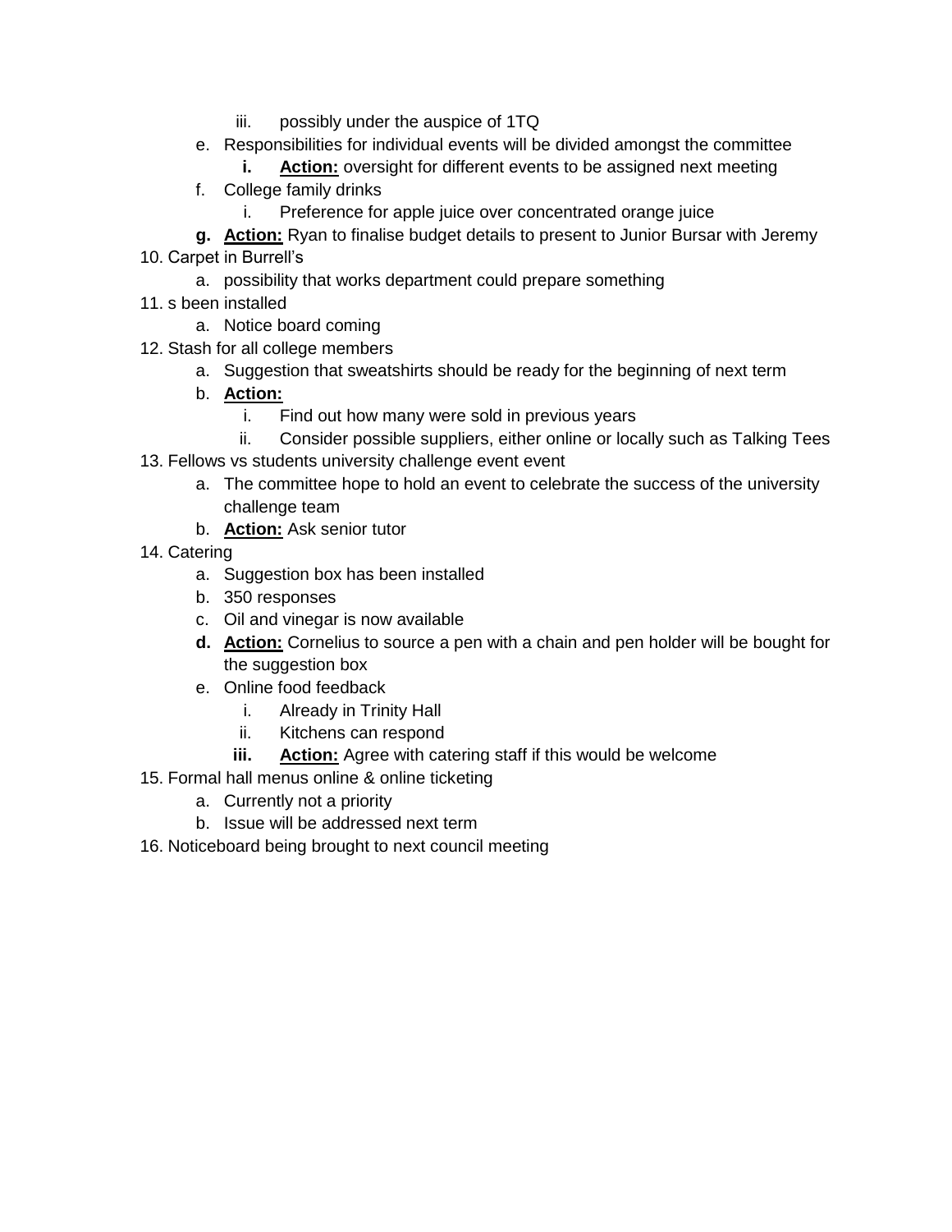iii. possibly under the auspice of 1TQ
    e. Responsibilities for individual events will be divided amongst the committee
        **i. Action:** oversight for different events to be assigned next meeting
    f. College family drinks
        i. Preference for apple juice over concentrated orange juice
    **g. Action:** Ryan to finalise budget details to present to Junior Bursar with Jeremy

10. Carpet in Burrell's
    a. possibility that works department could prepare something
11. s been installed
    a. Notice board coming
12. Stash for all college members
    a. Suggestion that sweatshirts should be ready for the beginning of next term
    b. **Action:**
        i. Find out how many were sold in previous years
        ii. Consider possible suppliers, either online or locally such as Talking Tees
13. Fellows vs students university challenge event event
    a. The committee hope to hold an event to celebrate the success of the university challenge team
    b. **Action:** Ask senior tutor
14. Catering
    a. Suggestion box has been installed
    b. 350 responses
    c. Oil and vinegar is now available
    **d. Action:** Cornelius to source a pen with a chain and pen holder will be bought for the suggestion box
    e. Online food feedback
        i. Already in Trinity Hall
        ii. Kitchens can respond
        **iii. Action:** Agree with catering staff if this would be welcome
15. Formal hall menus online & online ticketing
    a. Currently not a priority
    b. Issue will be addressed next term
16. Noticeboard being brought to next council meeting